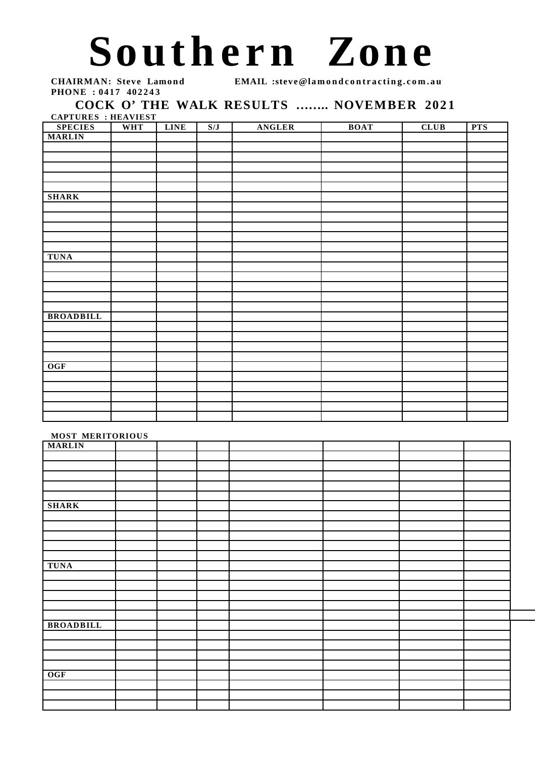# Southern Zone

**CHAIRMAN: Steve Lamond** **EMAIL :steve@lamondcontracting.com.au**
**PHONE : 0417 402243**

## COCK O' THE WALK RESULTS …….. NOVEMBER 2021

**CAPTURES : HEAVIEST**

| SPECIES | WHT | LINE | S/J | ANGLER | BOAT | CLUB | PTS |
|---|---|---|---|---|---|---|---|
| MARLIN | | | | | | | |
| | | | | | | | |
| | | | | | | | |
| | | | | | | | |
| | | | | | | | |
| | | | | | | | |
| SHARK | | | | | | | |
| | | | | | | | |
| | | | | | | | |
| | | | | | | | |
| | | | | | | | |
| | | | | | | | |
| TUNA | | | | | | | |
| | | | | | | | |
| | | | | | | | |
| | | | | | | | |
| | | | | | | | |
| | | | | | | | |
| BROADBILL | | | | | | | |
| | | | | | | | |
| | | | | | | | |
| | | | | | | | |
| | | | | | | | |
| OGF | | | | | | | |
| | | | | | | | |
| | | | | | | | |
| | | | | | | | |
| | | | | | | | |
| | | | | | | | |

**MOST MERITORIOUS**

| | | | | | | | |
|---|---|---|---|---|---|---|---|
| MARLIN | | | | | | | |
| | | | | | | | |
| | | | | | | | |
| | | | | | | | |
| | | | | | | | |
| | | | | | | | |
| SHARK | | | | | | | |
| | | | | | | | |
| | | | | | | | |
| | | | | | | | |
| | | | | | | | |
| | | | | | | | |
| TUNA | | | | | | | |
| | | | | | | | |
| | | | | | | | |
| | | | | | | | |
| | | | | | | | |
| | | | | | | | |
| BROADBILL | | | | | | | |
| | | | | | | | |
| | | | | | | | |
| | | | | | | | |
| | | | | | | | |
| OGF | | | | | | | |
| | | | | | | | |
| | | | | | | | |
| | | | | | | | |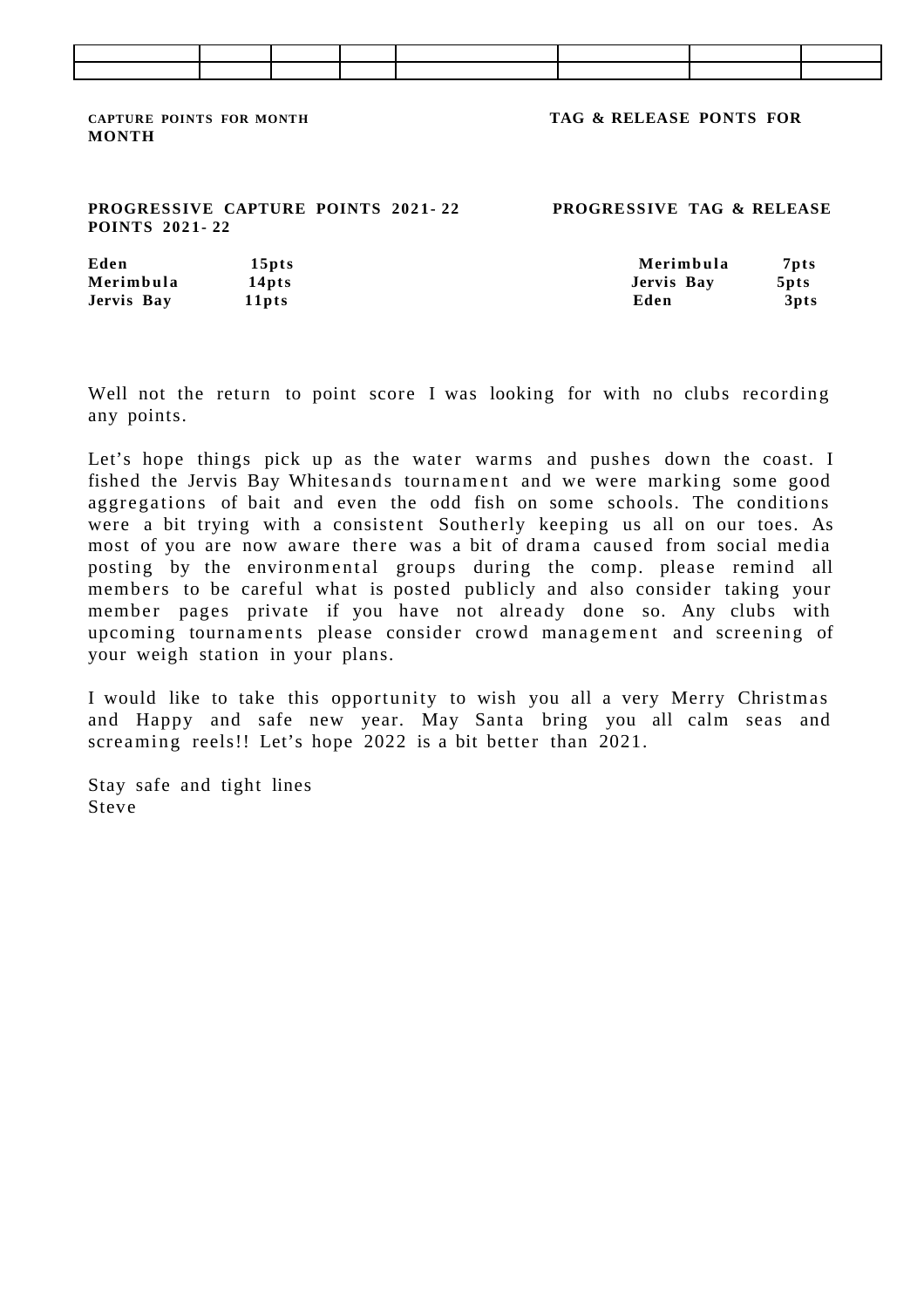| | | | | | | | |
|---|---|---|---|---|---|---|---|
| | | | | | | | |

**CAPTURE POINTS FOR MONTH** **TAG & RELEASE PONTS FOR MONTH**

**PROGRESSIVE CAPTURE POINTS 2021-22** **PROGRESSIVE TAG & RELEASE POINTS 2021-22**

| | | | |
|---|---|---|---|
| **Eden** | **15pts** | **Merimbula** | **7pts** |
| **Merimbula** | **14pts** | **Jervis Bay** | **5pts** |
| **Jervis Bay** | **11pts** | **Eden** | **3pts** |

Well not the return to point score I was looking for with no clubs recording any points.

Let's hope things pick up as the water warms and pushes down the coast. I fished the Jervis Bay Whitesands tournament and we were marking some good aggregations of bait and even the odd fish on some schools. The conditions were a bit trying with a consistent Southerly keeping us all on our toes. As most of you are now aware there was a bit of drama caused from social media posting by the environmental groups during the comp. please remind all members to be careful what is posted publicly and also consider taking your member pages private if you have not already done so. Any clubs with upcoming tournaments please consider crowd management and screening of your weigh station in your plans.

I would like to take this opportunity to wish you all a very Merry Christmas and Happy and safe new year. May Santa bring you all calm seas and screaming reels!! Let's hope 2022 is a bit better than 2021.

Stay safe and tight lines
Steve